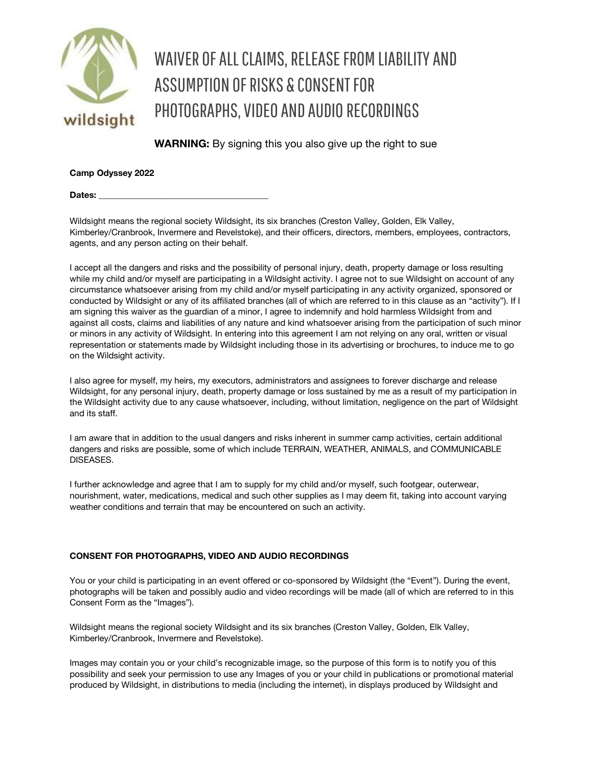wildsight

# WAIVER OF ALL CLAIMS, RELEASE FROM LIABILITY AND ASSUMPTION OF RISKS & CONSENT FOR PHOTOGRAPHS, VIDEO AND AUDIO RECORDINGS

**WARNING:** By signing this you also give up the right to sue

**Camp Odyssey 2022**

**Dates:** ____________________________________

Wildsight means the regional society Wildsight, its six branches (Creston Valley, Golden, Elk Valley, Kimberley/Cranbrook, Invermere and Revelstoke), and their officers, directors, members, employees, contractors, agents, and any person acting on their behalf.

I accept all the dangers and risks and the possibility of personal injury, death, property damage or loss resulting while my child and/or myself are participating in a Wildsight activity. I agree not to sue Wildsight on account of any circumstance whatsoever arising from my child and/or myself participating in any activity organized, sponsored or conducted by Wildsight or any of its affiliated branches (all of which are referred to in this clause as an "activity"). If I am signing this waiver as the guardian of a minor, I agree to indemnify and hold harmless Wildsight from and against all costs, claims and liabilities of any nature and kind whatsoever arising from the participation of such minor or minors in any activity of Wildsight. In entering into this agreement I am not relying on any oral, written or visual representation or statements made by Wildsight including those in its advertising or brochures, to induce me to go on the Wildsight activity.

I also agree for myself, my heirs, my executors, administrators and assignees to forever discharge and release Wildsight, for any personal injury, death, property damage or loss sustained by me as a result of my participation in the Wildsight activity due to any cause whatsoever, including, without limitation, negligence on the part of Wildsight and its staff.

I am aware that in addition to the usual dangers and risks inherent in summer camp activities, certain additional dangers and risks are possible, some of which include TERRAIN, WEATHER, ANIMALS, and COMMUNICABLE DISEASES.

I further acknowledge and agree that I am to supply for my child and/or myself, such footgear, outerwear, nourishment, water, medications, medical and such other supplies as I may deem fit, taking into account varying weather conditions and terrain that may be encountered on such an activity.

**CONSENT FOR PHOTOGRAPHS, VIDEO AND AUDIO RECORDINGS**

You or your child is participating in an event offered or co-sponsored by Wildsight (the "Event"). During the event, photographs will be taken and possibly audio and video recordings will be made (all of which are referred to in this Consent Form as the "Images").

Wildsight means the regional society Wildsight and its six branches (Creston Valley, Golden, Elk Valley, Kimberley/Cranbrook, Invermere and Revelstoke).

Images may contain you or your child's recognizable image, so the purpose of this form is to notify you of this possibility and seek your permission to use any Images of you or your child in publications or promotional material produced by Wildsight, in distributions to media (including the internet), in displays produced by Wildsight and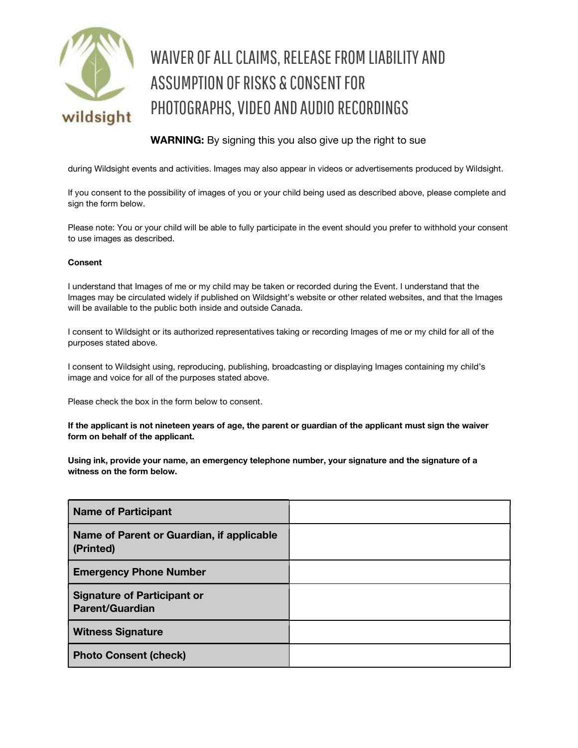# WAIVER OF ALL CLAIMS, RELEASE FROM LIABILITY AND ASSUMPTION OF RISKS & CONSENT FOR PHOTOGRAPHS, VIDEO AND AUDIO RECORDINGS

**WARNING:** By signing this you also give up the right to sue

during Wildsight events and activities. Images may also appear in videos or advertisements produced by Wildsight.

If you consent to the possibility of images of you or your child being used as described above, please complete and sign the form below.

Please note: You or your child will be able to fully participate in the event should you prefer to withhold your consent to use images as described.

**Consent**

I understand that Images of me or my child may be taken or recorded during the Event. I understand that the Images may be circulated widely if published on Wildsight's website or other related websites, and that the Images will be available to the public both inside and outside Canada.

I consent to Wildsight or its authorized representatives taking or recording Images of me or my child for all of the purposes stated above.

I consent to Wildsight using, reproducing, publishing, broadcasting or displaying Images containing my child's image and voice for all of the purposes stated above.

Please check the box in the form below to consent.

**If the applicant is not nineteen years of age, the parent or guardian of the applicant must sign the waiver form on behalf of the applicant.**

**Using ink, provide your name, an emergency telephone number, your signature and the signature of a witness on the form below.**

| | |
|---|---|
| **Name of Participant** | |
| **Name of Parent or Guardian, if applicable (Printed)** | |
| **Emergency Phone Number** | |
| **Signature of Participant or Parent/Guardian** | |
| **Witness Signature** | |
| **Photo Consent (check)** | |